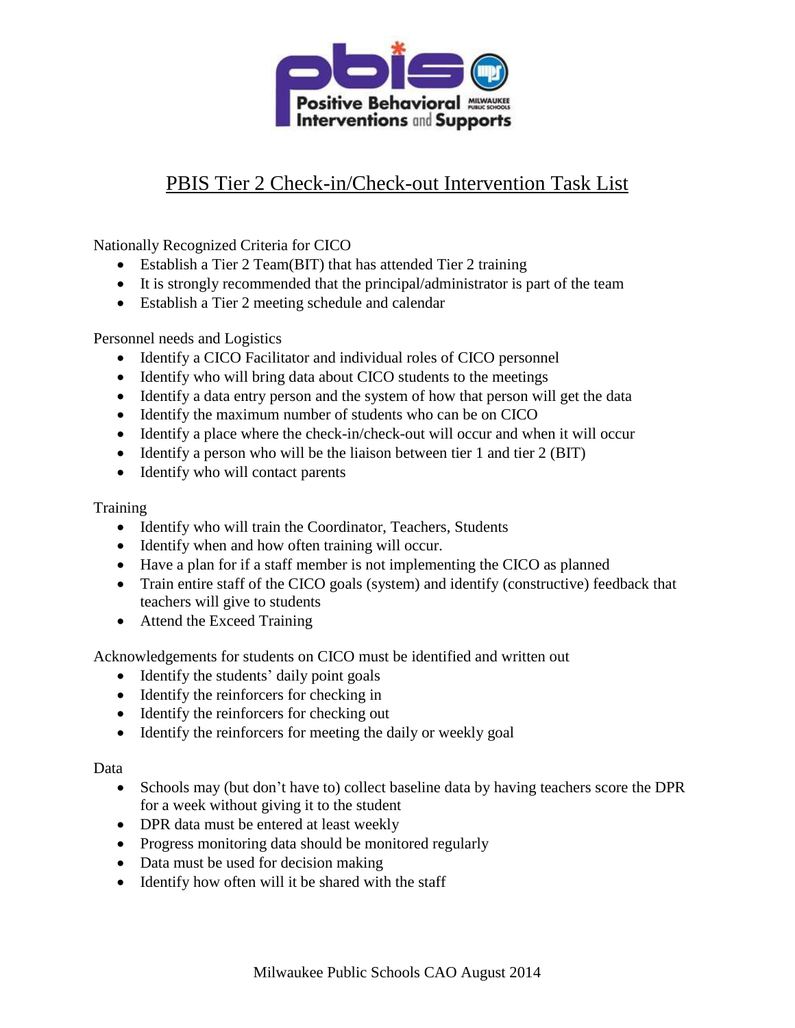# PBIS Tier 2 Check-in/Check-out Intervention Task List

Nationally Recognized Criteria for CICO

- Establish a Tier 2 Team(BIT) that has attended Tier 2 training
- It is strongly recommended that the principal/administrator is part of the team
- Establish a Tier 2 meeting schedule and calendar

Personnel needs and Logistics

- Identify a CICO Facilitator and individual roles of CICO personnel
- Identify who will bring data about CICO students to the meetings
- Identify a data entry person and the system of how that person will get the data
- Identify the maximum number of students who can be on CICO
- Identify a place where the check-in/check-out will occur and when it will occur
- Identify a person who will be the liaison between tier 1 and tier 2 (BIT)
- Identify who will contact parents

Training

- Identify who will train the Coordinator, Teachers, Students
- Identify when and how often training will occur.
- Have a plan for if a staff member is not implementing the CICO as planned
- Train entire staff of the CICO goals (system) and identify (constructive) feedback that teachers will give to students
- Attend the Exceed Training

Acknowledgements for students on CICO must be identified and written out

- Identify the students' daily point goals
- Identify the reinforcers for checking in
- Identify the reinforcers for checking out
- Identify the reinforcers for meeting the daily or weekly goal

Data

- Schools may (but don't have to) collect baseline data by having teachers score the DPR for a week without giving it to the student
- DPR data must be entered at least weekly
- Progress monitoring data should be monitored regularly
- Data must be used for decision making
- Identify how often will it be shared with the staff

Milwaukee Public Schools CAO August 2014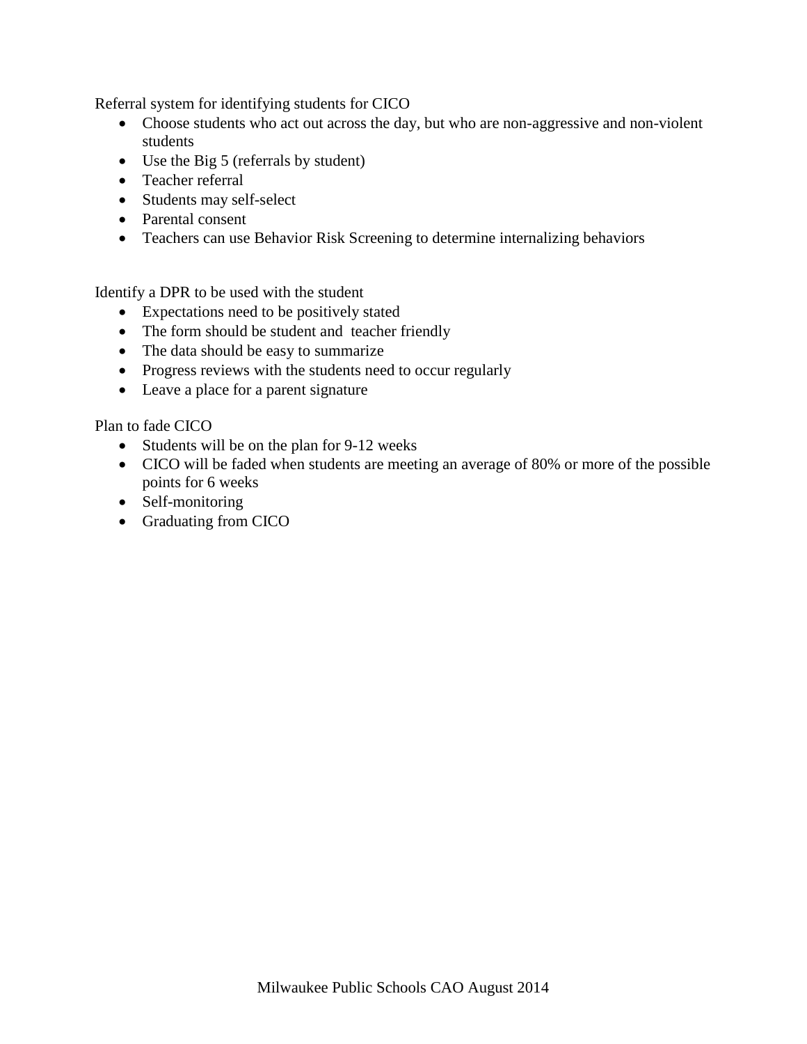Referral system for identifying students for CICO

- Choose students who act out across the day, but who are non-aggressive and non-violent students
- Use the Big 5 (referrals by student)
- Teacher referral
- Students may self-select
- Parental consent
- Teachers can use Behavior Risk Screening to determine internalizing behaviors

Identify a DPR to be used with the student

- Expectations need to be positively stated
- The form should be student and teacher friendly
- The data should be easy to summarize
- Progress reviews with the students need to occur regularly
- Leave a place for a parent signature

Plan to fade CICO

- Students will be on the plan for 9-12 weeks
- CICO will be faded when students are meeting an average of 80% or more of the possible points for 6 weeks
- Self-monitoring
- Graduating from CICO